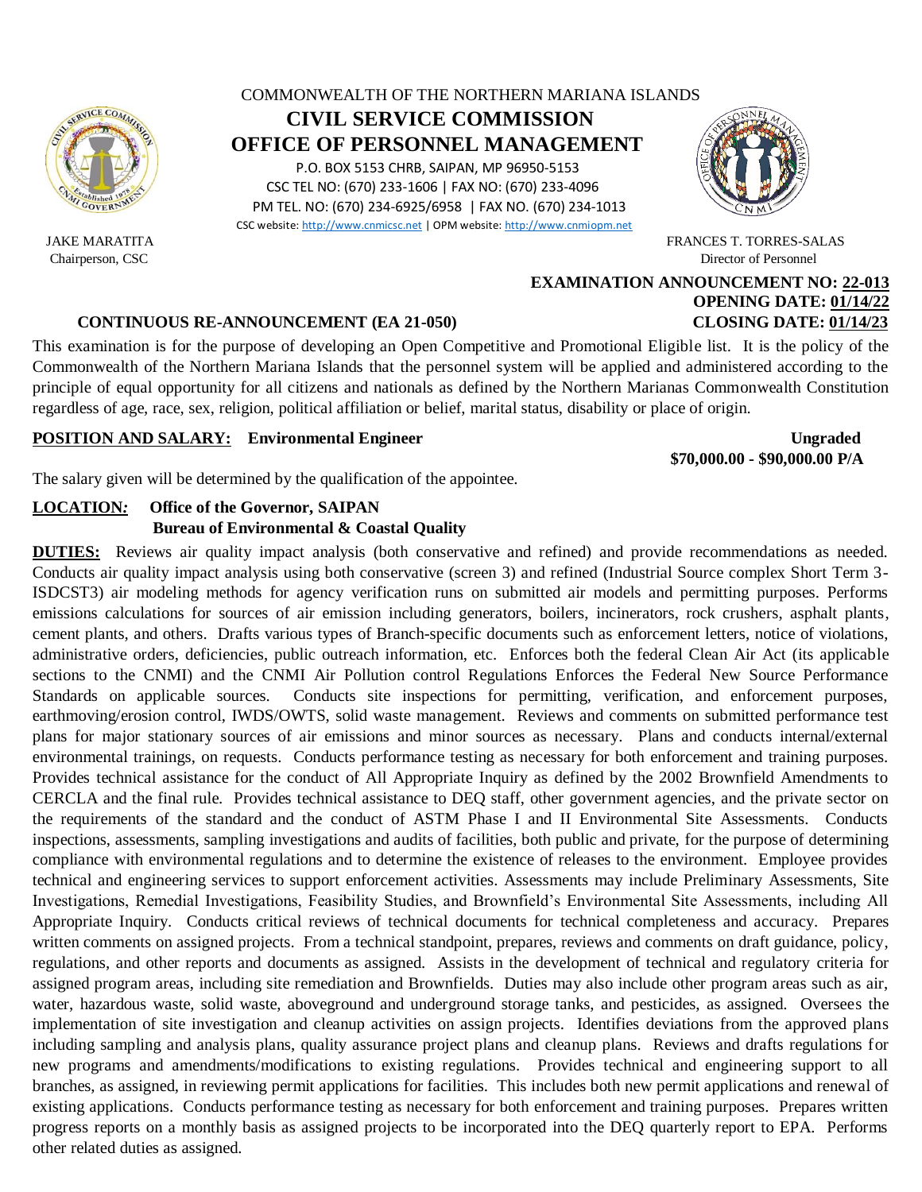COMMONWEALTH OF THE NORTHERN MARIANA ISLANDS

# CIVIL SERVICE COMMISSION
# OFFICE OF PERSONNEL MANAGEMENT

P.O. BOX 5153 CHRB, SAIPAN, MP 96950-5153
CSC TEL NO: (670) 233-1606 | FAX NO: (670) 233-4096
PM TEL. NO: (670) 234-6925/6958 | FAX NO. (670) 234-1013
CSC website: http://www.cnmicsc.net | OPM website: http://www.cnmiopm.net

JAKE MARATITA
Chairperson, CSC

FRANCES T. TORRES-SALAS
Director of Personnel

**EXAMINATION ANNOUNCEMENT NO: 22-013**
**OPENING DATE: 01/14/22**
**CLOSING DATE: 01/14/23**

**CONTINUOUS RE-ANNOUNCEMENT (EA 21-050)**

This examination is for the purpose of developing an Open Competitive and Promotional Eligible list. It is the policy of the Commonwealth of the Northern Mariana Islands that the personnel system will be applied and administered according to the principle of equal opportunity for all citizens and nationals as defined by the Northern Marianas Commonwealth Constitution regardless of age, race, sex, religion, political affiliation or belief, marital status, disability or place of origin.

**POSITION AND SALARY:** **Environmental Engineer** **Ungraded**
**$70,000.00 - $90,000.00 P/A**

The salary given will be determined by the qualification of the appointee.

**LOCATION:** **Office of the Governor, SAIPAN**
**Bureau of Environmental & Coastal Quality**

**DUTIES:** Reviews air quality impact analysis (both conservative and refined) and provide recommendations as needed. Conducts air quality impact analysis using both conservative (screen 3) and refined (Industrial Source complex Short Term 3-ISDCST3) air modeling methods for agency verification runs on submitted air models and permitting purposes. Performs emissions calculations for sources of air emission including generators, boilers, incinerators, rock crushers, asphalt plants, cement plants, and others. Drafts various types of Branch-specific documents such as enforcement letters, notice of violations, administrative orders, deficiencies, public outreach information, etc. Enforces both the federal Clean Air Act (its applicable sections to the CNMI) and the CNMI Air Pollution control Regulations Enforces the Federal New Source Performance Standards on applicable sources. Conducts site inspections for permitting, verification, and enforcement purposes, earthmoving/erosion control, IWDS/OWTS, solid waste management. Reviews and comments on submitted performance test plans for major stationary sources of air emissions and minor sources as necessary. Plans and conducts internal/external environmental trainings, on requests. Conducts performance testing as necessary for both enforcement and training purposes. Provides technical assistance for the conduct of All Appropriate Inquiry as defined by the 2002 Brownfield Amendments to CERCLA and the final rule. Provides technical assistance to DEQ staff, other government agencies, and the private sector on the requirements of the standard and the conduct of ASTM Phase I and II Environmental Site Assessments. Conducts inspections, assessments, sampling investigations and audits of facilities, both public and private, for the purpose of determining compliance with environmental regulations and to determine the existence of releases to the environment. Employee provides technical and engineering services to support enforcement activities. Assessments may include Preliminary Assessments, Site Investigations, Remedial Investigations, Feasibility Studies, and Brownfield's Environmental Site Assessments, including All Appropriate Inquiry. Conducts critical reviews of technical documents for technical completeness and accuracy. Prepares written comments on assigned projects. From a technical standpoint, prepares, reviews and comments on draft guidance, policy, regulations, and other reports and documents as assigned. Assists in the development of technical and regulatory criteria for assigned program areas, including site remediation and Brownfields. Duties may also include other program areas such as air, water, hazardous waste, solid waste, aboveground and underground storage tanks, and pesticides, as assigned. Oversees the implementation of site investigation and cleanup activities on assign projects. Identifies deviations from the approved plans including sampling and analysis plans, quality assurance project plans and cleanup plans. Reviews and drafts regulations for new programs and amendments/modifications to existing regulations. Provides technical and engineering support to all branches, as assigned, in reviewing permit applications for facilities. This includes both new permit applications and renewal of existing applications. Conducts performance testing as necessary for both enforcement and training purposes. Prepares written progress reports on a monthly basis as assigned projects to be incorporated into the DEQ quarterly report to EPA. Performs other related duties as assigned.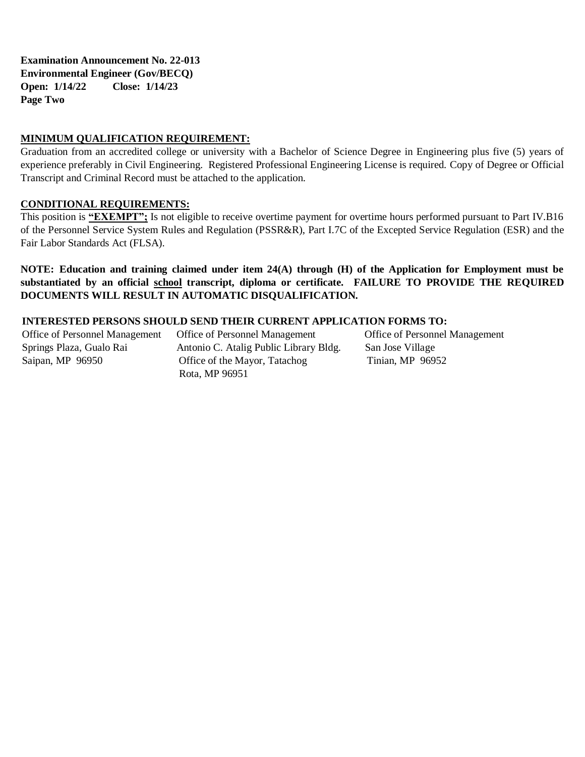**Examination Announcement No. 22-013**
**Environmental Engineer (Gov/BECQ)**
**Open: 1/14/22 Close: 1/14/23**
**Page Two**

**MINIMUM QUALIFICATION REQUIREMENT:**

Graduation from an accredited college or university with a Bachelor of Science Degree in Engineering plus five (5) years of experience preferably in Civil Engineering. Registered Professional Engineering License is required. Copy of Degree or Official Transcript and Criminal Record must be attached to the application.

**CONDITIONAL REQUIREMENTS:**

This position is **"EXEMPT";** Is not eligible to receive overtime payment for overtime hours performed pursuant to Part IV.B16 of the Personnel Service System Rules and Regulation (PSSR&R), Part I.7C of the Excepted Service Regulation (ESR) and the Fair Labor Standards Act (FLSA).

**NOTE: Education and training claimed under item 24(A) through (H) of the Application for Employment must be substantiated by an official school transcript, diploma or certificate. FAILURE TO PROVIDE THE REQUIRED DOCUMENTS WILL RESULT IN AUTOMATIC DISQUALIFICATION.**

**INTERESTED PERSONS SHOULD SEND THEIR CURRENT APPLICATION FORMS TO:**

Office of Personnel Management
Springs Plaza, Gualo Rai
Saipan, MP 96950

Office of Personnel Management
Antonio C. Atalig Public Library Bldg.
Office of the Mayor, Tatachog
Rota, MP 96951

Office of Personnel Management
San Jose Village
Tinian, MP 96952